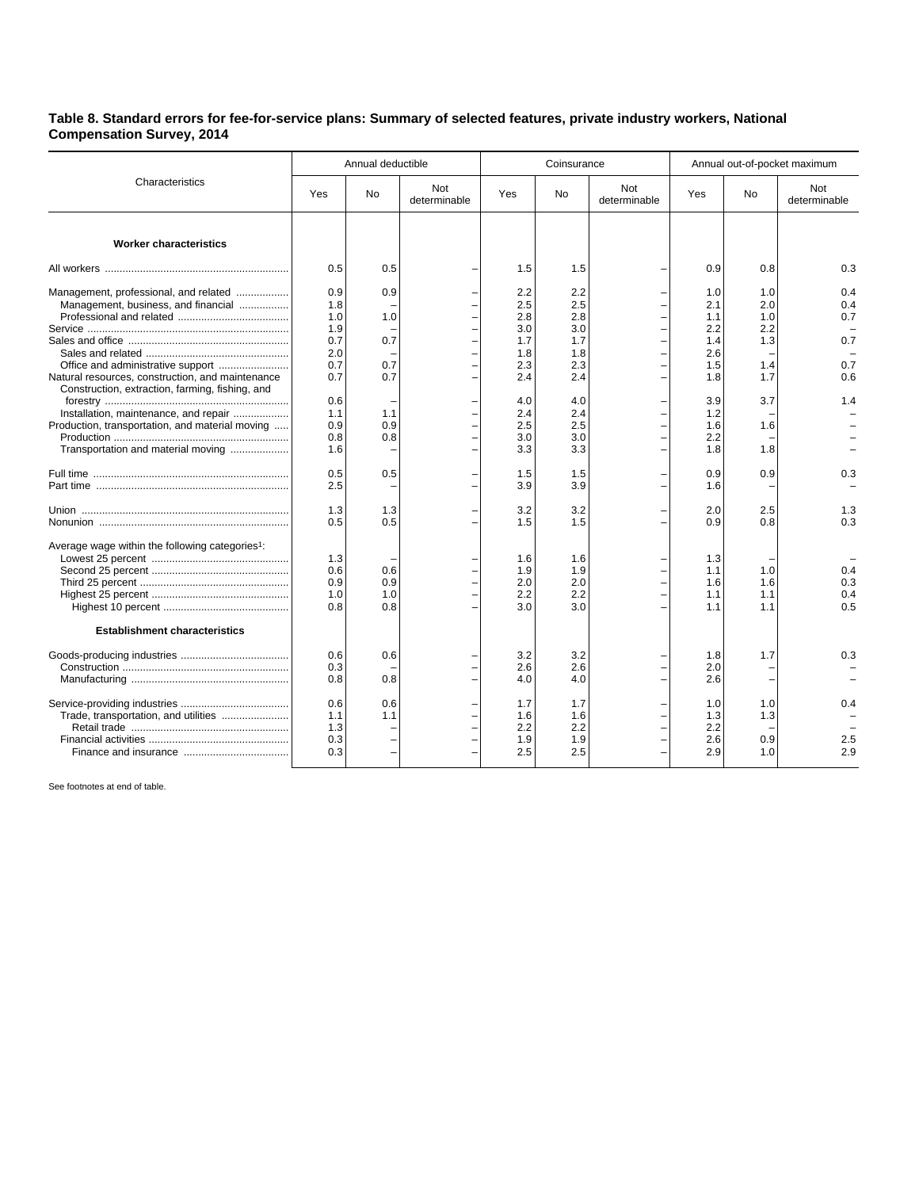**Table 8. Standard errors for fee-for-service plans: Summary of selected features, private industry workers, National Compensation Survey, 2014**

| Characteristics | Annual deductible | | | Coinsurance | | | Annual out-of-pocket maximum | | |
|---|---|---|---|---|---|---|---|---|---|
| | Yes | No | Not determinable | Yes | No | Not determinable | Yes | No | Not determinable |
| **Worker characteristics** | | | | | | | | | |
| All workers | 0.5 | 0.5 | – | 1.5 | 1.5 | – | 0.9 | 0.8 | 0.3 |
| Management, professional, and related | 0.9 | 0.9 | – | 2.2 | 2.2 | – | 1.0 | 1.0 | 0.4 |
| Management, business, and financial | 1.8 | – | – | 2.5 | 2.5 | – | 2.1 | 2.0 | 0.4 |
| Professional and related | 1.0 | 1.0 | – | 2.8 | 2.8 | – | 1.1 | 1.0 | 0.7 |
| Service | 1.9 | – | – | 3.0 | 3.0 | – | 2.2 | 2.2 | – |
| Sales and office | 0.7 | 0.7 | – | 1.7 | 1.7 | – | 1.4 | 1.3 | 0.7 |
| Sales and related | 2.0 | – | – | 1.8 | 1.8 | – | 2.6 | – | – |
| Office and administrative support | 0.7 | 0.7 | – | 2.3 | 2.3 | – | 1.5 | 1.4 | 0.7 |
| Natural resources, construction, and maintenance | 0.7 | 0.7 | – | 2.4 | 2.4 | – | 1.8 | 1.7 | 0.6 |
| Construction, extraction, farming, fishing, and forestry | 0.6 | – | – | 4.0 | 4.0 | – | 3.9 | 3.7 | 1.4 |
| Installation, maintenance, and repair | 1.1 | 1.1 | – | 2.4 | 2.4 | – | 1.2 | – | – |
| Production, transportation, and material moving | 0.9 | 0.9 | – | 2.5 | 2.5 | – | 1.6 | 1.6 | – |
| Production | 0.8 | 0.8 | – | 3.0 | 3.0 | – | 2.2 | – | – |
| Transportation and material moving | 1.6 | – | – | 3.3 | 3.3 | – | 1.8 | 1.8 | – |
| Full time | 0.5 | 0.5 | – | 1.5 | 1.5 | – | 0.9 | 0.9 | 0.3 |
| Part time | 2.5 | – | – | 3.9 | 3.9 | – | 1.6 | – | – |
| Union | 1.3 | 1.3 | – | 3.2 | 3.2 | – | 2.0 | 2.5 | 1.3 |
| Nonunion | 0.5 | 0.5 | – | 1.5 | 1.5 | – | 0.9 | 0.8 | 0.3 |
| Average wage within the following categories[1]: | | | | | | | | | |
| Lowest 25 percent | 1.3 | – | – | 1.6 | 1.6 | – | 1.3 | – | – |
| Second 25 percent | 0.6 | 0.6 | – | 1.9 | 1.9 | – | 1.1 | 1.0 | 0.4 |
| Third 25 percent | 0.9 | 0.9 | – | 2.0 | 2.0 | – | 1.6 | 1.6 | 0.3 |
| Highest 25 percent | 1.0 | 1.0 | – | 2.2 | 2.2 | – | 1.1 | 1.1 | 0.4 |
| Highest 10 percent | 0.8 | 0.8 | – | 3.0 | 3.0 | – | 1.1 | 1.1 | 0.5 |
| **Establishment characteristics** | | | | | | | | | |
| Goods-producing industries | 0.6 | 0.6 | – | 3.2 | 3.2 | – | 1.8 | 1.7 | 0.3 |
| Construction | 0.3 | – | – | 2.6 | 2.6 | – | 2.0 | – | – |
| Manufacturing | 0.8 | 0.8 | – | 4.0 | 4.0 | – | 2.6 | – | – |
| Service-providing industries | 0.6 | 0.6 | – | 1.7 | 1.7 | – | 1.0 | 1.0 | 0.4 |
| Trade, transportation, and utilities | 1.1 | 1.1 | – | 1.6 | 1.6 | – | 1.3 | 1.3 | – |
| Retail trade | 1.3 | – | – | 2.2 | 2.2 | – | 2.2 | – | – |
| Financial activities | 0.3 | – | – | 1.9 | 1.9 | – | 2.6 | 0.9 | 2.5 |
| Finance and insurance | 0.3 | – | – | 2.5 | 2.5 | – | 2.9 | 1.0 | 2.9 |

See footnotes at end of table.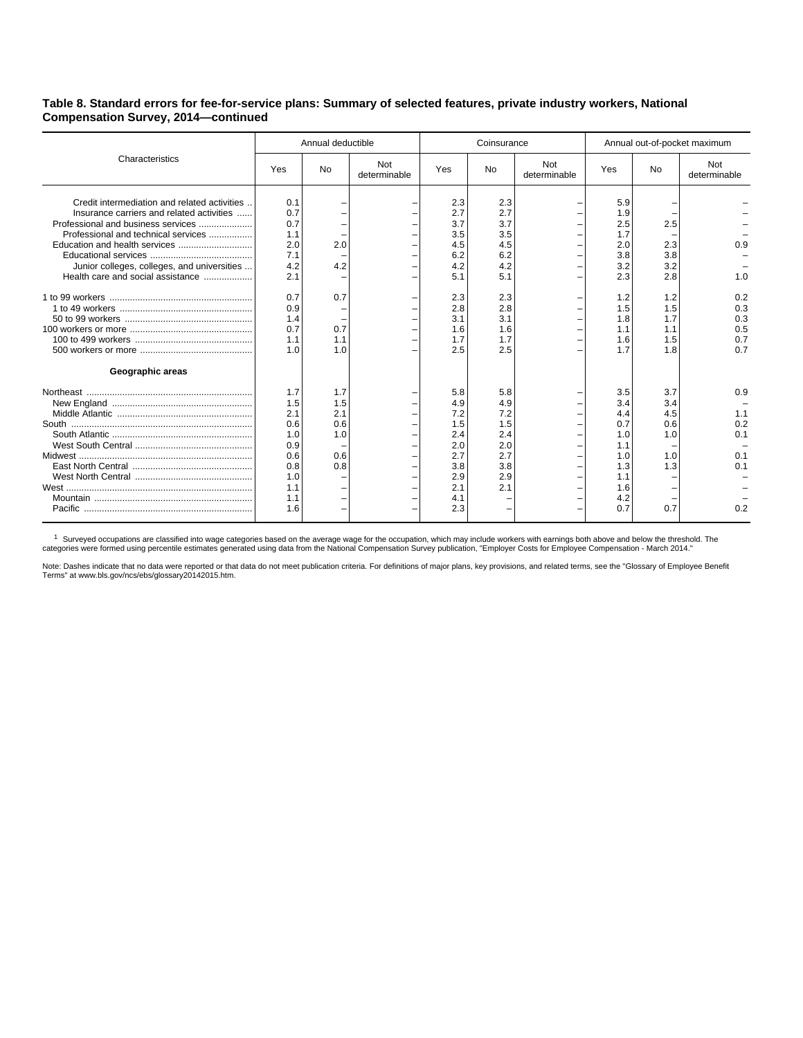**Table 8. Standard errors for fee-for-service plans: Summary of selected features, private industry workers, National Compensation Survey, 2014—continued**

| Characteristics | Annual deductible | | | Coinsurance | | | Annual out-of-pocket maximum | | |
|---|---|---|---|---|---|---|---|---|---|
| | Yes | No | Not determinable | Yes | No | Not determinable | Yes | No | Not determinable |
| Credit intermediation and related activities | 0.1 | – | – | 2.3 | 2.3 | – | 5.9 | – | – |
| Insurance carriers and related activities | 0.7 | – | – | 2.7 | 2.7 | – | 1.9 | – | – |
| Professional and business services | 0.7 | – | – | 3.7 | 3.7 | – | 2.5 | 2.5 | – |
| Professional and technical services | 1.1 | – | – | 3.5 | 3.5 | – | 1.7 | – | – |
| Education and health services | 2.0 | 2.0 | – | 4.5 | 4.5 | – | 2.0 | 2.3 | 0.9 |
| Educational services | 7.1 | – | – | 6.2 | 6.2 | – | 3.8 | 3.8 | – |
| Junior colleges, colleges, and universities | 4.2 | 4.2 | – | 4.2 | 4.2 | – | 3.2 | 3.2 | – |
| Health care and social assistance | 2.1 | – | – | 5.1 | 5.1 | – | 2.3 | 2.8 | 1.0 |
| 1 to 99 workers | 0.7 | 0.7 | – | 2.3 | 2.3 | – | 1.2 | 1.2 | 0.2 |
| 1 to 49 workers | 0.9 | – | – | 2.8 | 2.8 | – | 1.5 | 1.5 | 0.3 |
| 50 to 99 workers | 1.4 | – | – | 3.1 | 3.1 | – | 1.8 | 1.7 | 0.3 |
| 100 workers or more | 0.7 | 0.7 | – | 1.6 | 1.6 | – | 1.1 | 1.1 | 0.5 |
| 100 to 499 workers | 1.1 | 1.1 | – | 1.7 | 1.7 | – | 1.6 | 1.5 | 0.7 |
| 500 workers or more | 1.0 | 1.0 | – | 2.5 | 2.5 | – | 1.7 | 1.8 | 0.7 |
| **Geographic areas** | | | | | | | | | |
| Northeast | 1.7 | 1.7 | – | 5.8 | 5.8 | – | 3.5 | 3.7 | 0.9 |
| New England | 1.5 | 1.5 | – | 4.9 | 4.9 | – | 3.4 | 3.4 | – |
| Middle Atlantic | 2.1 | 2.1 | – | 7.2 | 7.2 | – | 4.4 | 4.5 | 1.1 |
| South | 0.6 | 0.6 | – | 1.5 | 1.5 | – | 0.7 | 0.6 | 0.2 |
| South Atlantic | 1.0 | 1.0 | – | 2.4 | 2.4 | – | 1.0 | 1.0 | 0.1 |
| West South Central | 0.9 | – | – | 2.0 | 2.0 | – | 1.1 | – | – |
| Midwest | 0.6 | 0.6 | – | 2.7 | 2.7 | – | 1.0 | 1.0 | 0.1 |
| East North Central | 0.8 | 0.8 | – | 3.8 | 3.8 | – | 1.3 | 1.3 | 0.1 |
| West North Central | 1.0 | – | – | 2.9 | 2.9 | – | 1.1 | – | – |
| West | 1.1 | – | – | 2.1 | 2.1 | – | 1.6 | – | – |
| Mountain | 1.1 | – | – | 4.1 | – | – | 4.2 | – | – |
| Pacific | 1.6 | – | – | 2.3 | – | – | 0.7 | 0.7 | 0.2 |

[1] Surveyed occupations are classified into wage categories based on the average wage for the occupation, which may include workers with earnings both above and below the threshold. The categories were formed using percentile estimates generated using data from the National Compensation Survey publication, "Employer Costs for Employee Compensation - March 2014."

Note: Dashes indicate that no data were reported or that data do not meet publication criteria. For definitions of major plans, key provisions, and related terms, see the "Glossary of Employee Benefit Terms" at www.bls.gov/ncs/ebs/glossary20142015.htm.